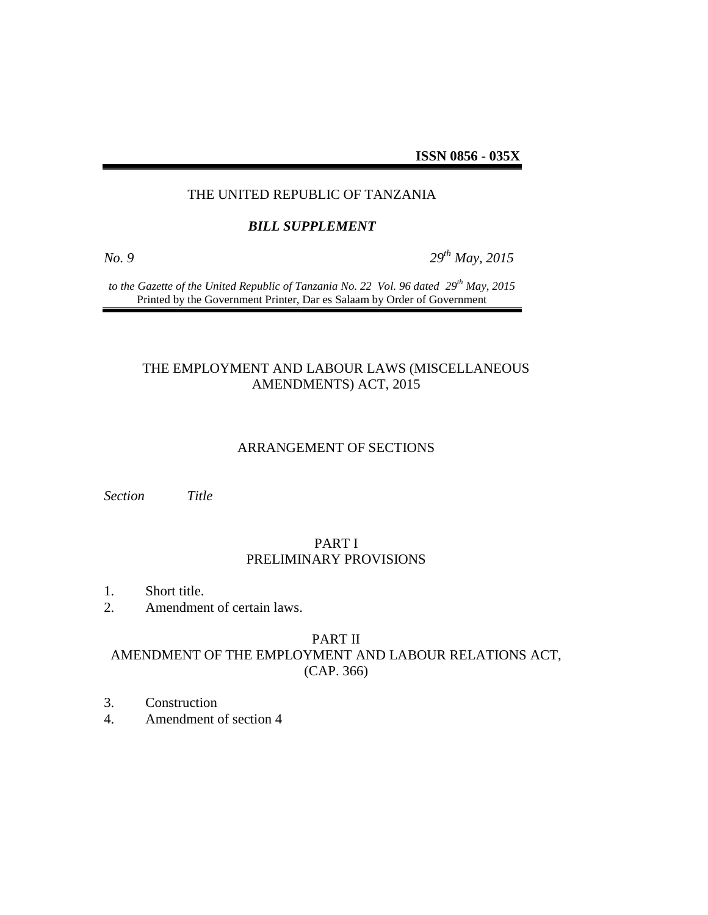**ISSN 0856 - 035X**

THE UNITED REPUBLIC OF TANZANIA

***BILL SUPPLEMENT***

*No. 9* *29th May, 2015*

*to the Gazette of the United Republic of Tanzania No. 22 Vol. 96 dated 29th May, 2015*
Printed by the Government Printer, Dar es Salaam by Order of Government

# THE EMPLOYMENT AND LABOUR LAWS (MISCELLANEOUS AMENDMENTS) ACT, 2015

## ARRANGEMENT OF SECTIONS

*Section* *Title*

### PART I
### PRELIMINARY PROVISIONS

1. Short title.
2. Amendment of certain laws.

### PART II
### AMENDMENT OF THE EMPLOYMENT AND LABOUR RELATIONS ACT, (CAP. 366)

3. Construction
4. Amendment of section 4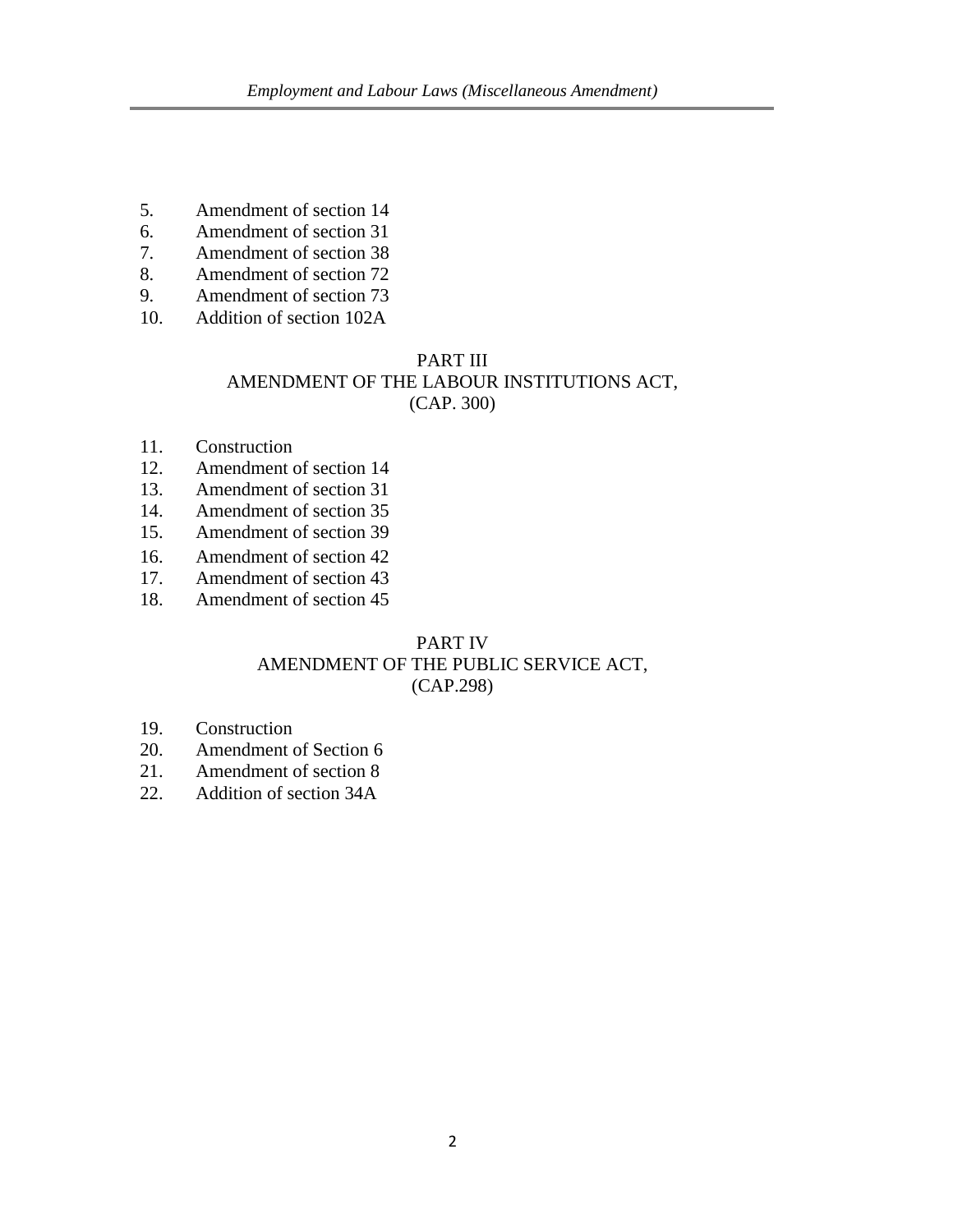5. Amendment of section 14
6. Amendment of section 31
7. Amendment of section 38
8. Amendment of section 72
9. Amendment of section 73
10. Addition of section 102A

## PART III
## AMENDMENT OF THE LABOUR INSTITUTIONS ACT, (CAP. 300)

11. Construction
12. Amendment of section 14
13. Amendment of section 31
14. Amendment of section 35
15. Amendment of section 39
16. Amendment of section 42
17. Amendment of section 43
18. Amendment of section 45

## PART IV
## AMENDMENT OF THE PUBLIC SERVICE ACT, (CAP.298)

19. Construction
20. Amendment of Section 6
21. Amendment of section 8
22. Addition of section 34A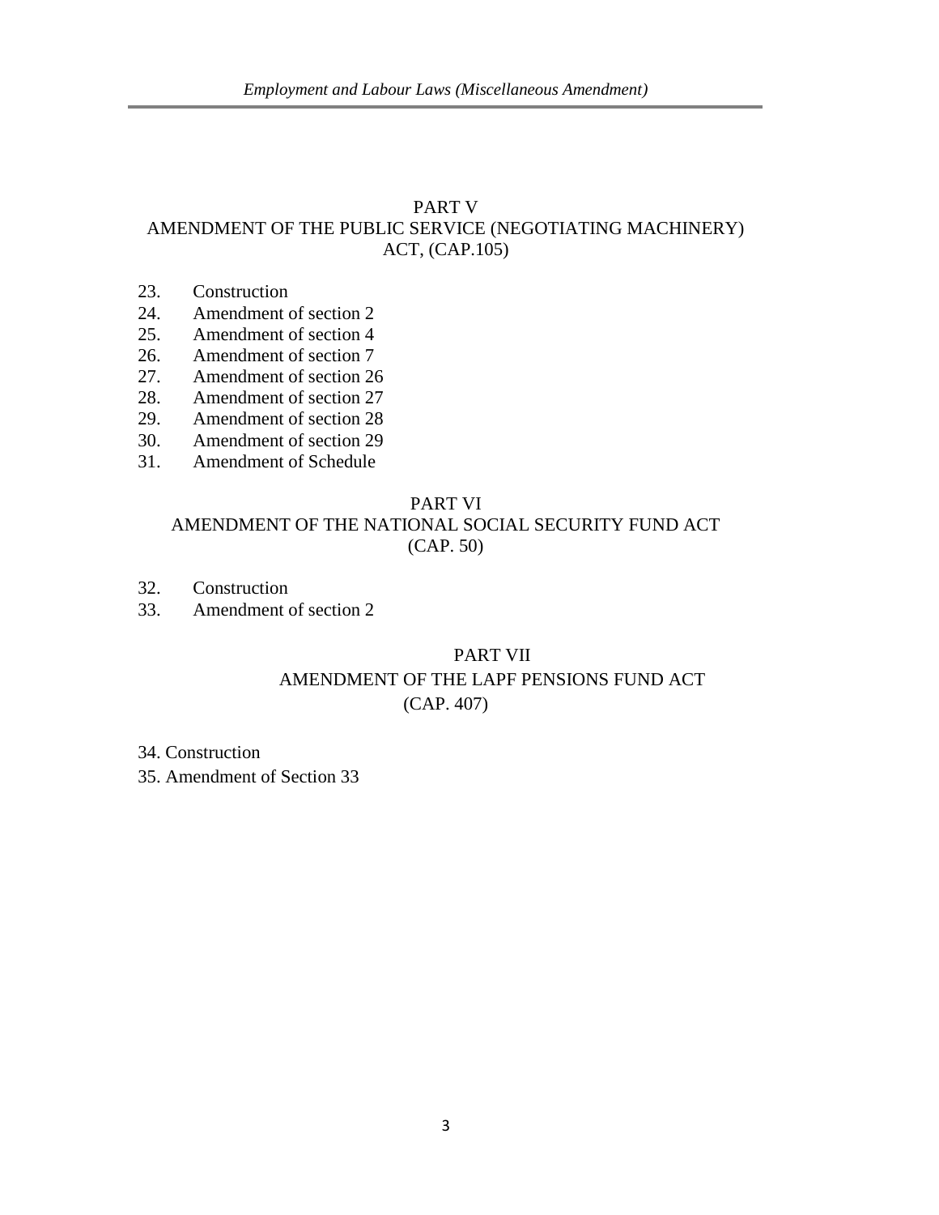## PART V
## AMENDMENT OF THE PUBLIC SERVICE (NEGOTIATING MACHINERY) ACT, (CAP.105)

23. Construction
24. Amendment of section 2
25. Amendment of section 4
26. Amendment of section 7
27. Amendment of section 26
28. Amendment of section 27
29. Amendment of section 28
30. Amendment of section 29
31. Amendment of Schedule

## PART VI
## AMENDMENT OF THE NATIONAL SOCIAL SECURITY FUND ACT (CAP. 50)

32. Construction
33. Amendment of section 2

## PART VII
## AMENDMENT OF THE LAPF PENSIONS FUND ACT (CAP. 407)

34. Construction
35. Amendment of Section 33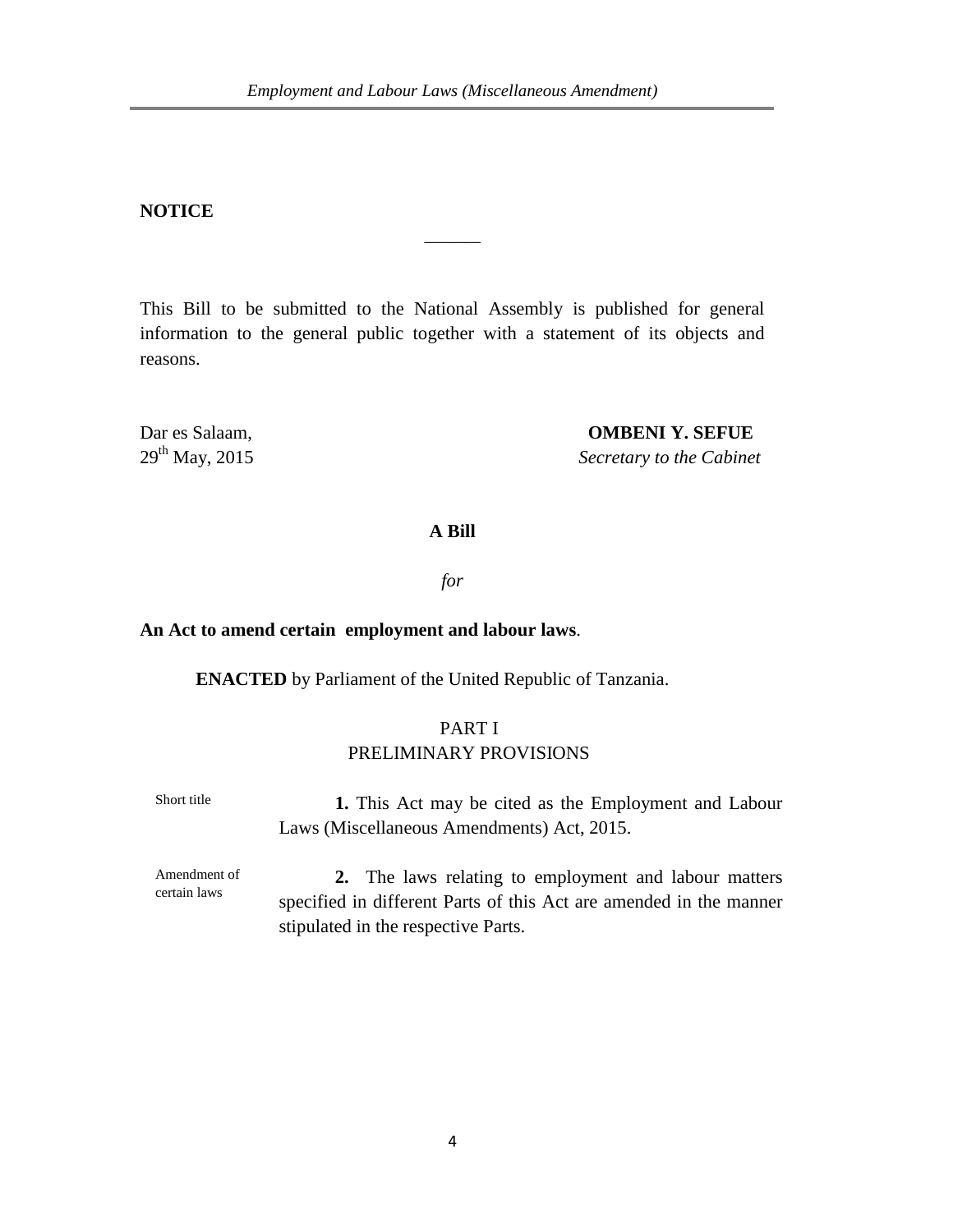**NOTICE**

______

This Bill to be submitted to the National Assembly is published for general information to the general public together with a statement of its objects and reasons.

Dar es Salaam,
29th May, 2015

**OMBENI Y. SEFUE**
*Secretary to the Cabinet*

**A Bill**

*for*

**An Act to amend certain employment and labour laws**.

**ENACTED** by Parliament of the United Republic of Tanzania.

PART I
PRELIMINARY PROVISIONS

Short title

**1.** This Act may be cited as the Employment and Labour Laws (Miscellaneous Amendments) Act, 2015.

Amendment of certain laws

**2.** The laws relating to employment and labour matters specified in different Parts of this Act are amended in the manner stipulated in the respective Parts.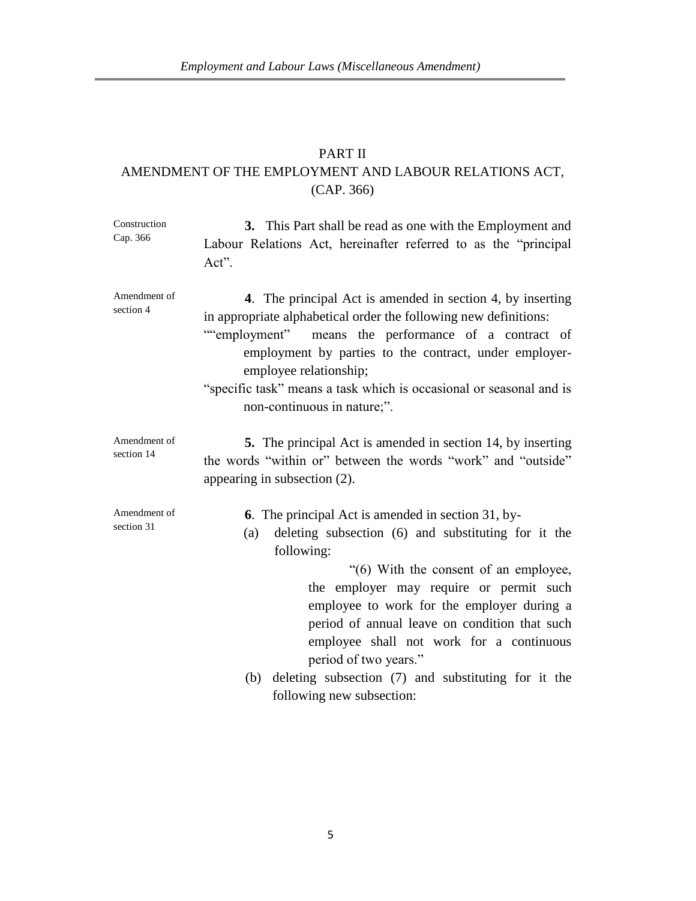## PART II
## AMENDMENT OF THE EMPLOYMENT AND LABOUR RELATIONS ACT, (CAP. 366)

Construction
Cap. 366

**3.** This Part shall be read as one with the Employment and Labour Relations Act, hereinafter referred to as the "principal Act".

Amendment of section 4

**4**. The principal Act is amended in section 4, by inserting in appropriate alphabetical order the following new definitions:

""employment" means the performance of a contract of employment by parties to the contract, under employer-employee relationship;

"specific task" means a task which is occasional or seasonal and is non-continuous in nature;".

Amendment of section 14

**5.** The principal Act is amended in section 14, by inserting the words "within or" between the words "work" and "outside" appearing in subsection (2).

Amendment of section 31

**6**. The principal Act is amended in section 31, by-

(a) deleting subsection (6) and substituting for it the following:

"(6) With the consent of an employee, the employer may require or permit such employee to work for the employer during a period of annual leave on condition that such employee shall not work for a continuous period of two years."

(b) deleting subsection (7) and substituting for it the following new subsection: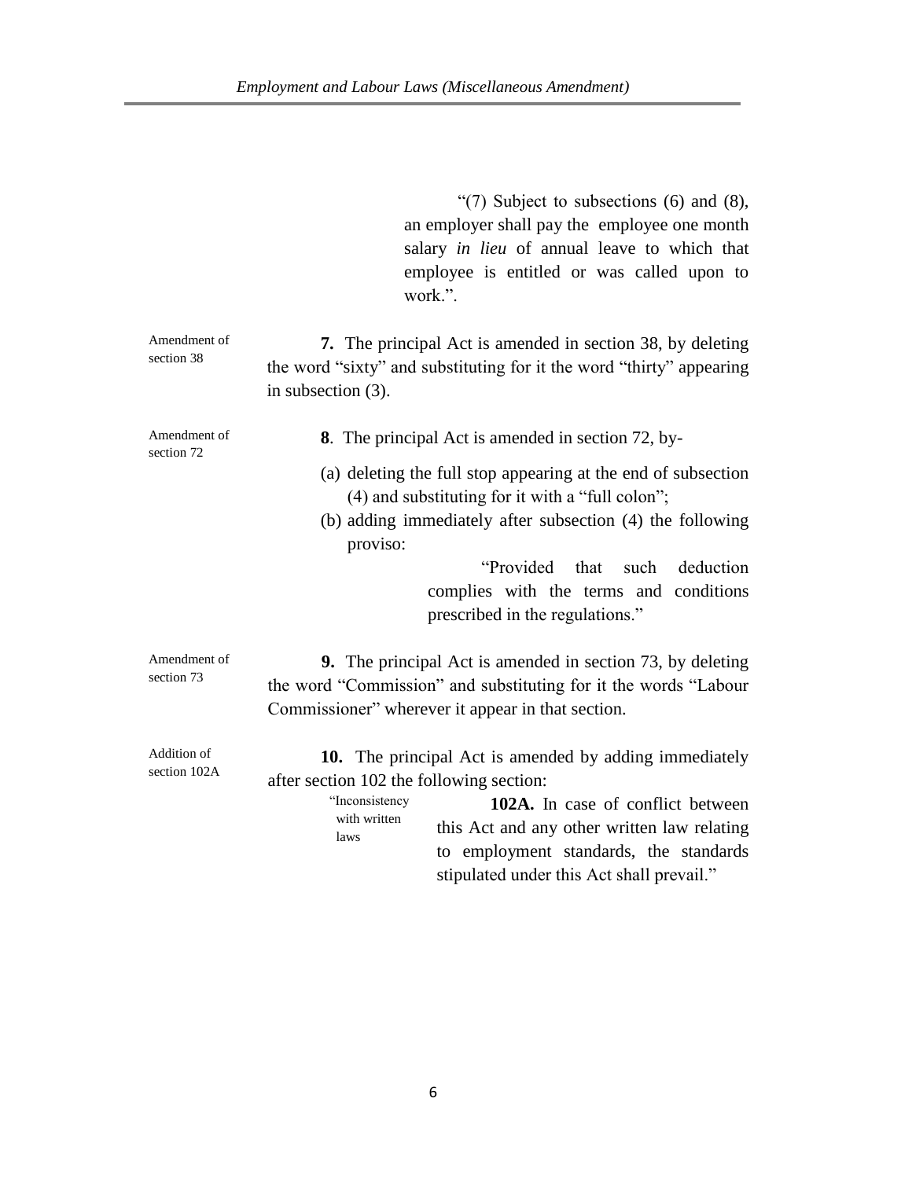"(7) Subject to subsections (6) and (8), an employer shall pay the employee one month salary *in lieu* of annual leave to which that employee is entitled or was called upon to work.".

Amendment of section 38

**7.** The principal Act is amended in section 38, by deleting the word "sixty" and substituting for it the word "thirty" appearing in subsection (3).

Amendment of section 72

**8**. The principal Act is amended in section 72, by-

(a) deleting the full stop appearing at the end of subsection (4) and substituting for it with a "full colon";

(b) adding immediately after subsection (4) the following proviso:

"Provided that such deduction complies with the terms and conditions prescribed in the regulations."

Amendment of section 73

**9.** The principal Act is amended in section 73, by deleting the word "Commission" and substituting for it the words "Labour Commissioner" wherever it appear in that section.

Addition of section 102A

**10.** The principal Act is amended by adding immediately after section 102 the following section:

"Inconsistency with written laws

**102A.** In case of conflict between this Act and any other written law relating to employment standards, the standards stipulated under this Act shall prevail."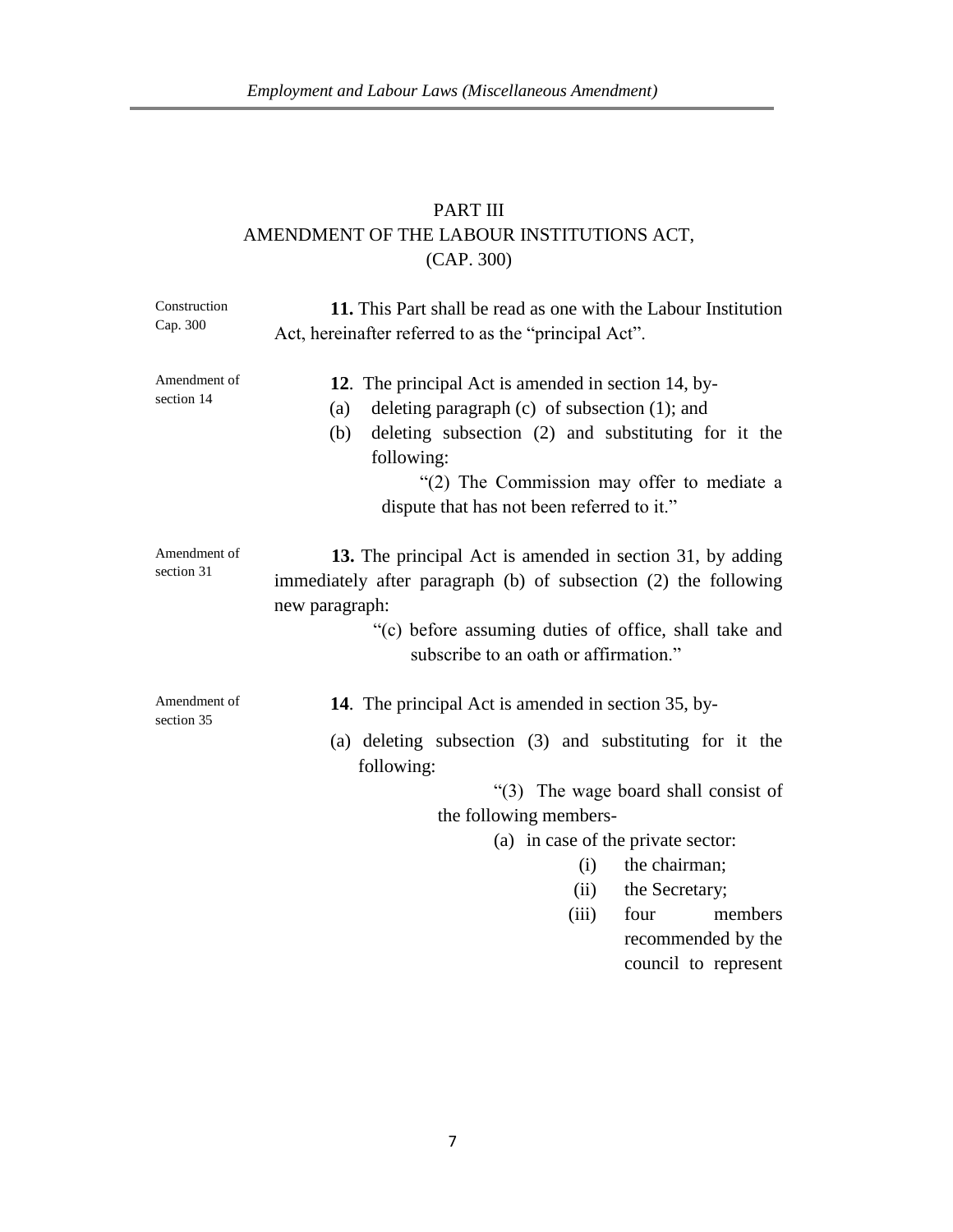## PART III
## AMENDMENT OF THE LABOUR INSTITUTIONS ACT, (CAP. 300)

Construction Cap. 300

**11.** This Part shall be read as one with the Labour Institution Act, hereinafter referred to as the "principal Act".

Amendment of section 14

**12**. The principal Act is amended in section 14, by-

(a) deleting paragraph (c) of subsection (1); and

(b) deleting subsection (2) and substituting for it the following:

"(2) The Commission may offer to mediate a dispute that has not been referred to it."

Amendment of section 31

**13.** The principal Act is amended in section 31, by adding immediately after paragraph (b) of subsection (2) the following new paragraph:

"(c) before assuming duties of office, shall take and subscribe to an oath or affirmation."

Amendment of section 35

**14**. The principal Act is amended in section 35, by-

(a) deleting subsection (3) and substituting for it the following:

"(3) The wage board shall consist of the following members-

(a) in case of the private sector:

(i) the chairman;

(ii) the Secretary;

(iii) four members recommended by the council to represent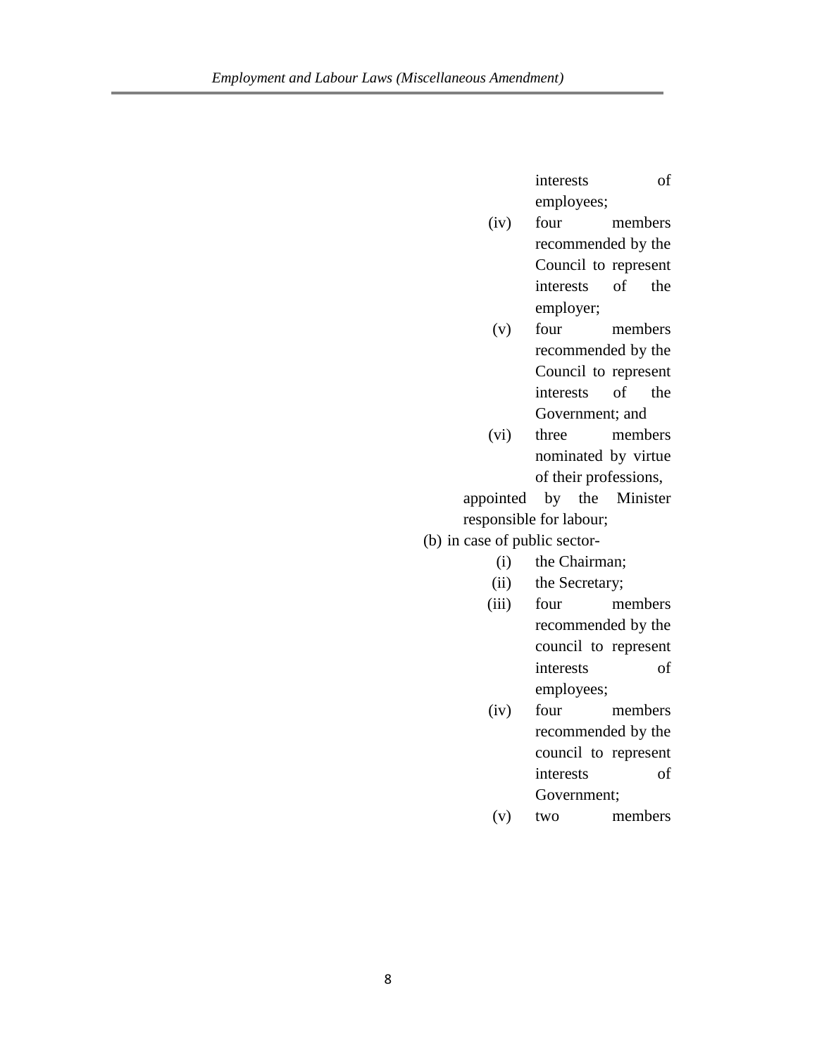interests of employees;

(iv) four members recommended by the Council to represent interests of the employer;

(v) four members recommended by the Council to represent interests of the Government; and

(vi) three members nominated by virtue of their professions,

appointed by the Minister responsible for labour;

(b) in case of public sector-

(i) the Chairman;

(ii) the Secretary;

(iii) four members recommended by the council to represent interests of employees;

(iv) four members recommended by the council to represent interests of Government;

(v) two members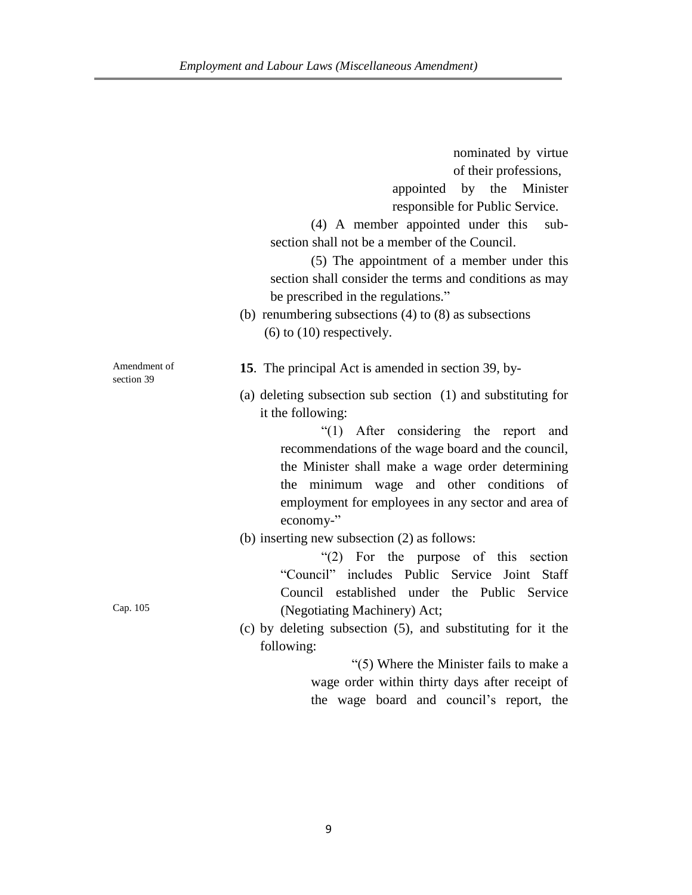nominated by virtue of their professions,

appointed by the Minister responsible for Public Service.

(4) A member appointed under this sub-section shall not be a member of the Council.

(5) The appointment of a member under this section shall consider the terms and conditions as may be prescribed in the regulations."

(b) renumbering subsections (4) to (8) as subsections (6) to (10) respectively.

Amendment of section 39

**15**. The principal Act is amended in section 39, by-

(a) deleting subsection sub section (1) and substituting for it the following:

"(1) After considering the report and recommendations of the wage board and the council, the Minister shall make a wage order determining the minimum wage and other conditions of employment for employees in any sector and area of economy-"

(b) inserting new subsection (2) as follows:

"(2) For the purpose of this section "Council" includes Public Service Joint Staff Council established under the Public Service (Negotiating Machinery) Act;

Cap. 105

(c) by deleting subsection (5), and substituting for it the following:

"(5) Where the Minister fails to make a wage order within thirty days after receipt of the wage board and council's report, the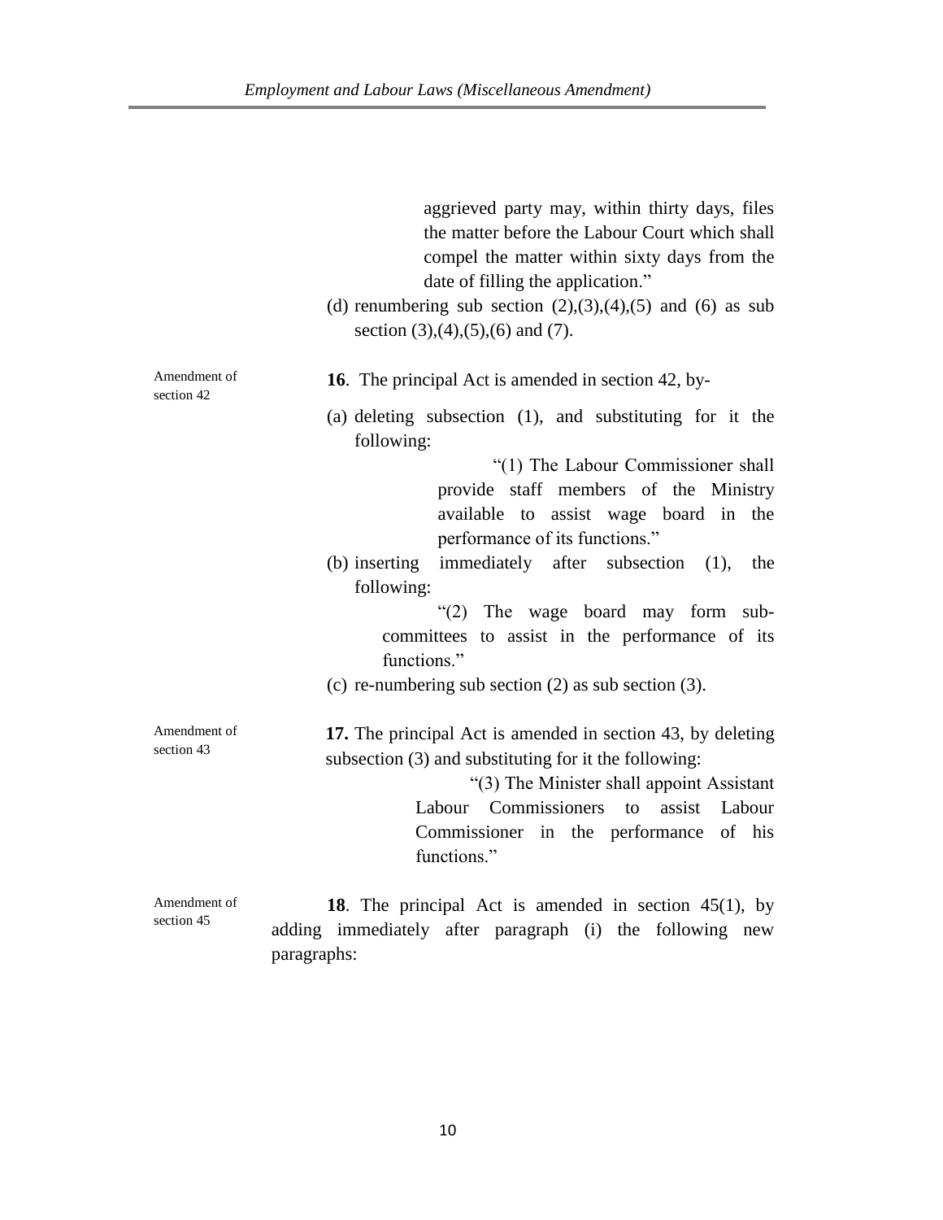aggrieved party may, within thirty days, files the matter before the Labour Court which shall compel the matter within sixty days from the date of filling the application."

(d) renumbering sub section (2),(3),(4),(5) and (6) as sub section (3),(4),(5),(6) and (7).

Amendment of section 42

**16**. The principal Act is amended in section 42, by-

(a) deleting subsection (1), and substituting for it the following:

"(1) The Labour Commissioner shall provide staff members of the Ministry available to assist wage board in the performance of its functions."

(b) inserting immediately after subsection (1), the following:

"(2) The wage board may form sub-committees to assist in the performance of its functions."

(c) re-numbering sub section (2) as sub section (3).

Amendment of section 43

**17.** The principal Act is amended in section 43, by deleting subsection (3) and substituting for it the following:

"(3) The Minister shall appoint Assistant Labour Commissioners to assist Labour Commissioner in the performance of his functions."

Amendment of section 45

**18**. The principal Act is amended in section 45(1), by adding immediately after paragraph (i) the following new paragraphs: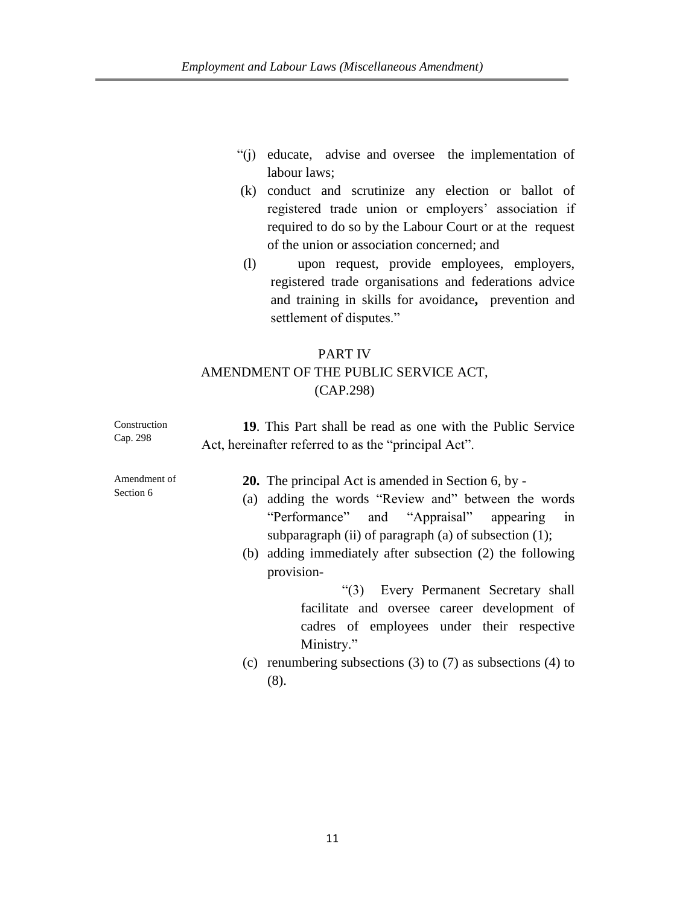"(j) educate, advise and oversee the implementation of labour laws;

(k) conduct and scrutinize any election or ballot of registered trade union or employers' association if required to do so by the Labour Court or at the request of the union or association concerned; and

(l) upon request, provide employees, employers, registered trade organisations and federations advice and training in skills for avoidance**,** prevention and settlement of disputes."

## PART IV
## AMENDMENT OF THE PUBLIC SERVICE ACT, (CAP.298)

Construction Cap. 298

**19**. This Part shall be read as one with the Public Service Act, hereinafter referred to as the "principal Act".

Amendment of Section 6

**20.** The principal Act is amended in Section 6, by -

(a) adding the words "Review and" between the words "Performance" and "Appraisal" appearing in subparagraph (ii) of paragraph (a) of subsection (1);

(b) adding immediately after subsection (2) the following provision-

"(3) Every Permanent Secretary shall facilitate and oversee career development of cadres of employees under their respective Ministry."

(c) renumbering subsections (3) to (7) as subsections (4) to (8).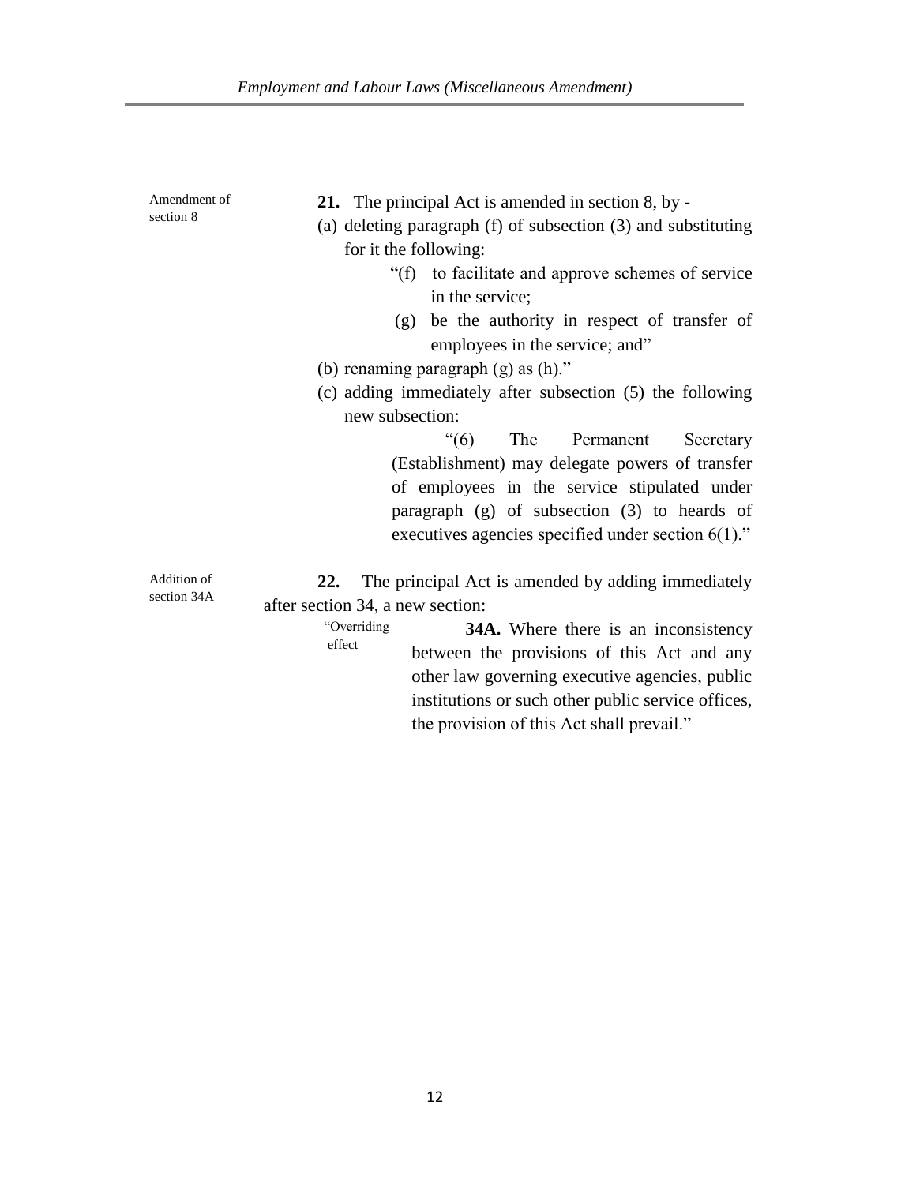Amendment of section 8

**21.** The principal Act is amended in section 8, by -

(a) deleting paragraph (f) of subsection (3) and substituting for it the following:

> "(f) to facilitate and approve schemes of service in the service;
>
> (g) be the authority in respect of transfer of employees in the service; and"

(b) renaming paragraph (g) as (h)."

(c) adding immediately after subsection (5) the following new subsection:

> "(6) The Permanent Secretary (Establishment) may delegate powers of transfer of employees in the service stipulated under paragraph (g) of subsection (3) to heards of executives agencies specified under section 6(1)."

Addition of section 34A

**22.** The principal Act is amended by adding immediately after section 34, a new section:

"Overriding effect

> **34A.** Where there is an inconsistency between the provisions of this Act and any other law governing executive agencies, public institutions or such other public service offices, the provision of this Act shall prevail."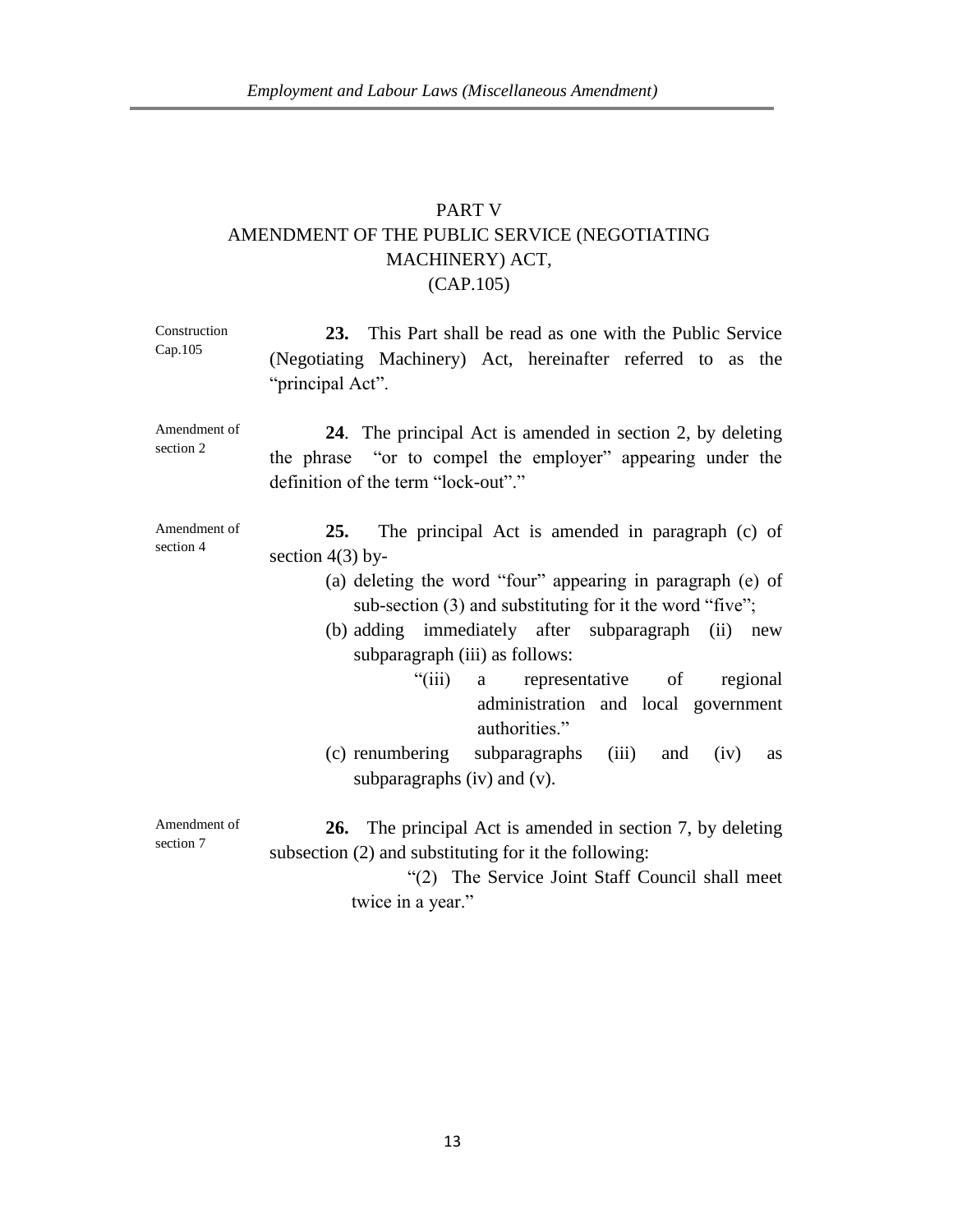## PART V
## AMENDMENT OF THE PUBLIC SERVICE (NEGOTIATING MACHINERY) ACT, (CAP.105)

Construction Cap.105

**23.** This Part shall be read as one with the Public Service (Negotiating Machinery) Act, hereinafter referred to as the "principal Act".

Amendment of section 2

**24**. The principal Act is amended in section 2, by deleting the phrase "or to compel the employer" appearing under the definition of the term "lock-out"."

Amendment of section 4

**25.** The principal Act is amended in paragraph (c) of section 4(3) by-

(a) deleting the word "four" appearing in paragraph (e) of sub-section (3) and substituting for it the word "five";

(b) adding immediately after subparagraph (ii) new subparagraph (iii) as follows:

"(iii) a representative of regional administration and local government authorities."

(c) renumbering subparagraphs (iii) and (iv) as subparagraphs (iv) and (v).

Amendment of section 7

**26.** The principal Act is amended in section 7, by deleting subsection (2) and substituting for it the following:

"(2) The Service Joint Staff Council shall meet twice in a year."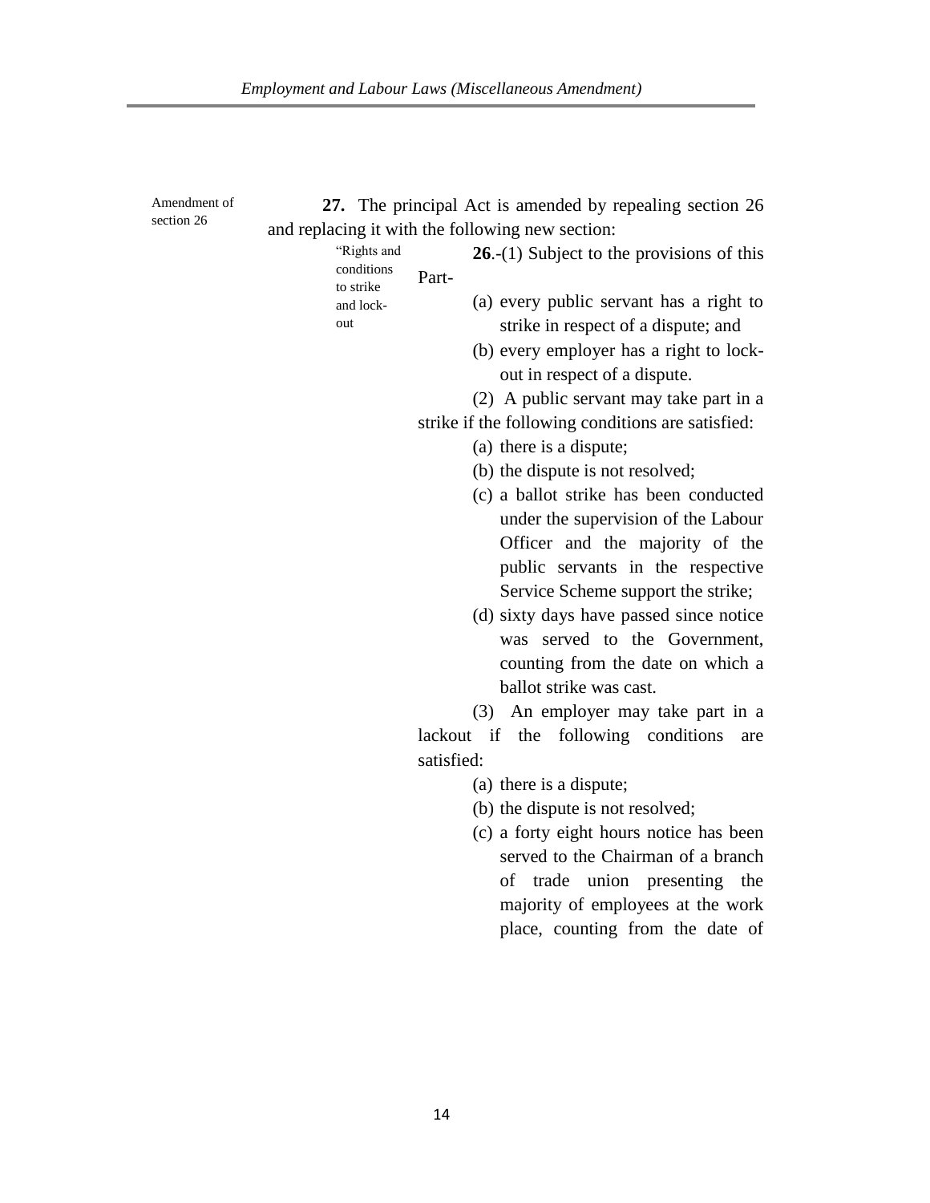Amendment of section 26

**27.** The principal Act is amended by repealing section 26 and replacing it with the following new section:

"Rights and conditions to strike and lock-out

**26**.-(1) Subject to the provisions of this Part-

(a) every public servant has a right to strike in respect of a dispute; and

(b) every employer has a right to lock-out in respect of a dispute.

(2) A public servant may take part in a strike if the following conditions are satisfied:

(a) there is a dispute;

(b) the dispute is not resolved;

(c) a ballot strike has been conducted under the supervision of the Labour Officer and the majority of the public servants in the respective Service Scheme support the strike;

(d) sixty days have passed since notice was served to the Government, counting from the date on which a ballot strike was cast.

(3) An employer may take part in a lackout if the following conditions are satisfied:

(a) there is a dispute;

(b) the dispute is not resolved;

(c) a forty eight hours notice has been served to the Chairman of a branch of trade union presenting the majority of employees at the work place, counting from the date of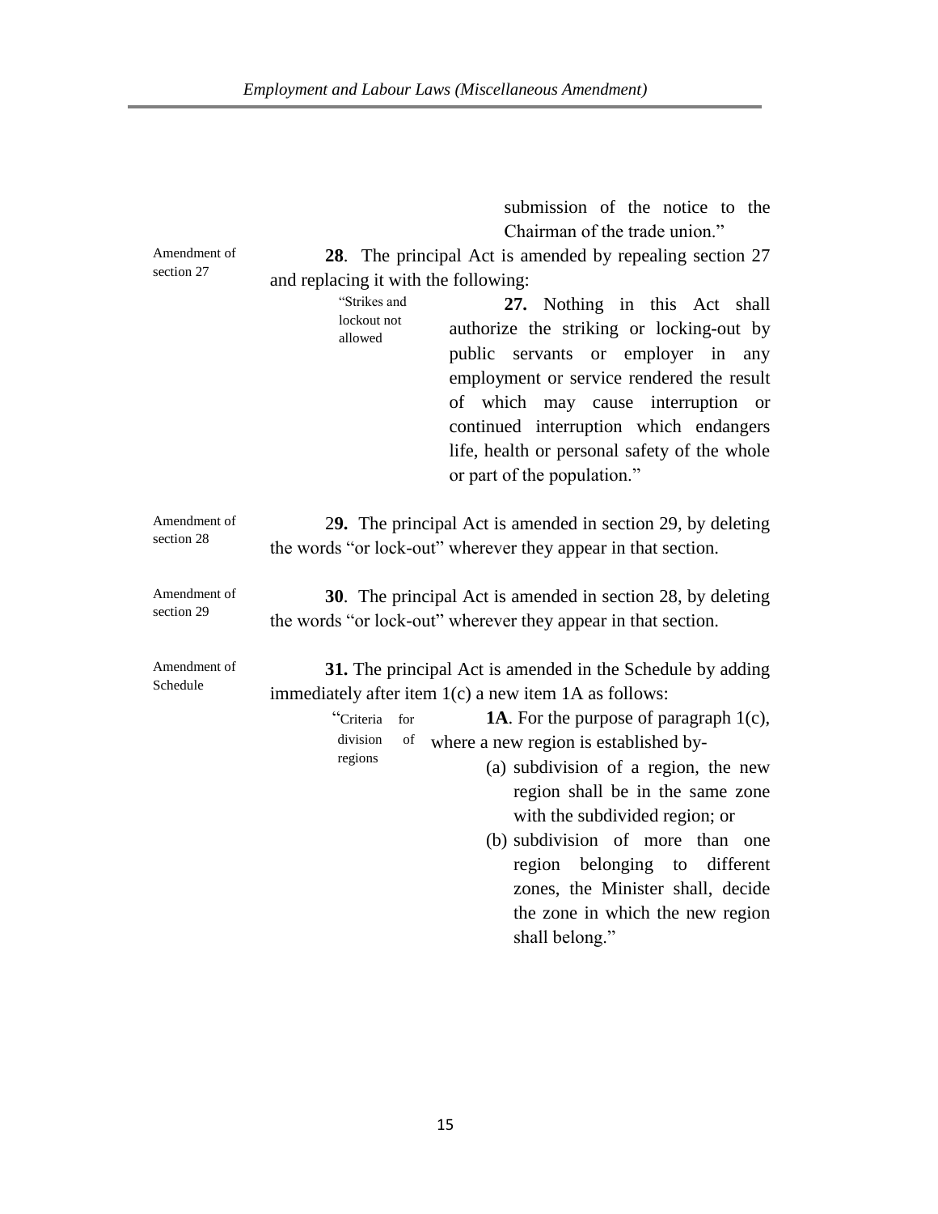submission of the notice to the Chairman of the trade union."

Amendment of section 27

**28**. The principal Act is amended by repealing section 27 and replacing it with the following:

"Strikes and lockout not allowed

**27.** Nothing in this Act shall authorize the striking or locking-out by public servants or employer in any employment or service rendered the result of which may cause interruption or continued interruption which endangers life, health or personal safety of the whole or part of the population."

Amendment of section 28

2**9.** The principal Act is amended in section 29, by deleting the words "or lock-out" wherever they appear in that section.

Amendment of section 29

**30**. The principal Act is amended in section 28, by deleting the words "or lock-out" wherever they appear in that section.

Amendment of Schedule

**31.** The principal Act is amended in the Schedule by adding immediately after item 1(c) a new item 1A as follows:

"Criteria for division of regions

**1A**. For the purpose of paragraph 1(c), where a new region is established by-

(a) subdivision of a region, the new region shall be in the same zone with the subdivided region; or

(b) subdivision of more than one region belonging to different zones, the Minister shall, decide the zone in which the new region shall belong."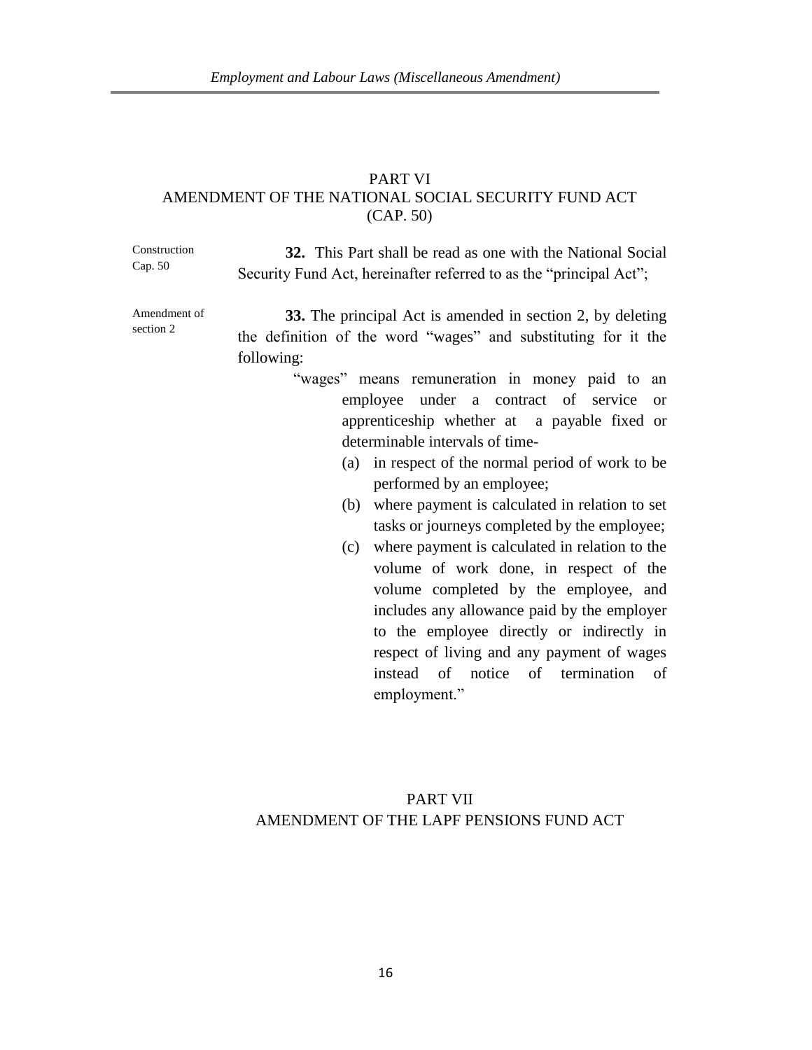## PART VI
## AMENDMENT OF THE NATIONAL SOCIAL SECURITY FUND ACT (CAP. 50)

Construction Cap. 50

**32.** This Part shall be read as one with the National Social Security Fund Act, hereinafter referred to as the "principal Act";

Amendment of section 2

**33.** The principal Act is amended in section 2, by deleting the definition of the word "wages" and substituting for it the following:

"wages" means remuneration in money paid to an employee under a contract of service or apprenticeship whether at a payable fixed or determinable intervals of time-

(a) in respect of the normal period of work to be performed by an employee;

(b) where payment is calculated in relation to set tasks or journeys completed by the employee;

(c) where payment is calculated in relation to the volume of work done, in respect of the volume completed by the employee, and includes any allowance paid by the employer to the employee directly or indirectly in respect of living and any payment of wages instead of notice of termination of employment."

## PART VII
## AMENDMENT OF THE LAPF PENSIONS FUND ACT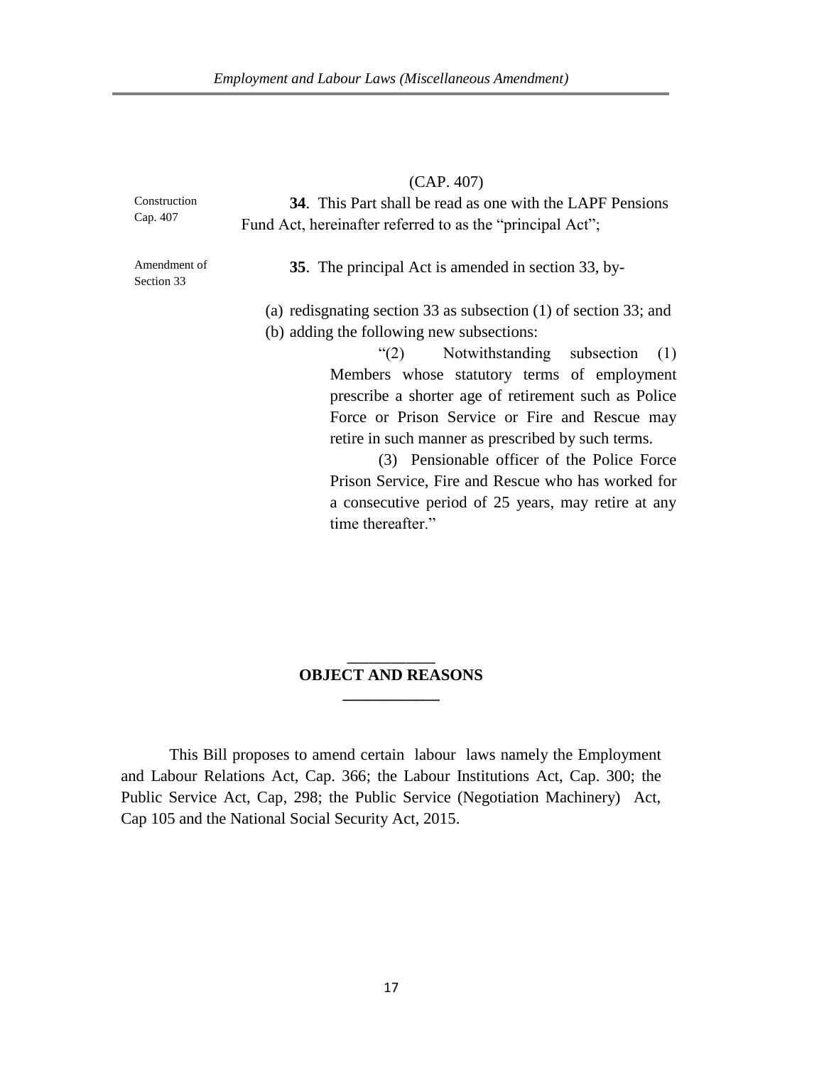(CAP. 407)

Construction
Cap. 407

**34**. This Part shall be read as one with the LAPF Pensions Fund Act, hereinafter referred to as the "principal Act";

Amendment of
Section 33

**35**. The principal Act is amended in section 33, by-

(a) redisgnating section 33 as subsection (1) of section 33; and

(b) adding the following new subsections:

> "(2) Notwithstanding subsection (1) Members whose statutory terms of employment prescribe a shorter age of retirement such as Police Force or Prison Service or Fire and Rescue may retire in such manner as prescribed by such terms.
>
> (3) Pensionable officer of the Police Force Prison Service, Fire and Rescue who has worked for a consecutive period of 25 years, may retire at any time thereafter."

## OBJECT AND REASONS

This Bill proposes to amend certain labour laws namely the Employment and Labour Relations Act, Cap. 366; the Labour Institutions Act, Cap. 300; the Public Service Act, Cap, 298; the Public Service (Negotiation Machinery) Act, Cap 105 and the National Social Security Act, 2015.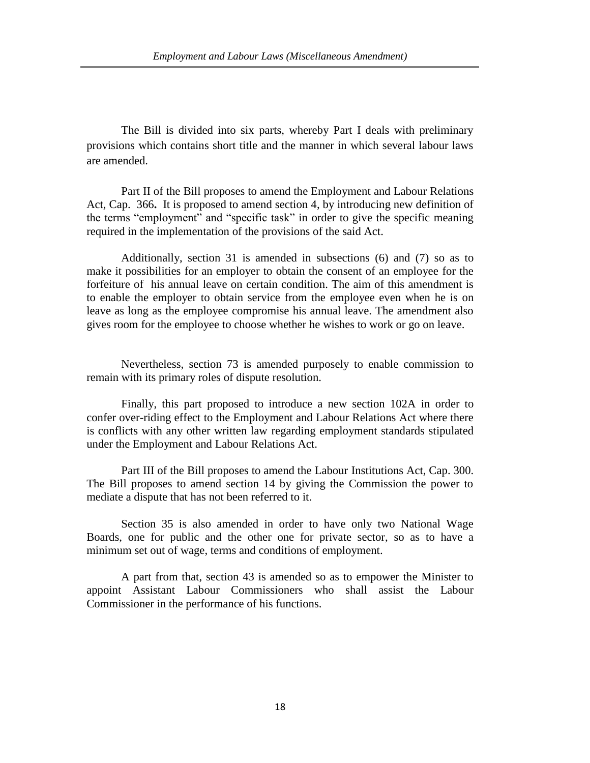The Bill is divided into six parts, whereby Part I deals with preliminary provisions which contains short title and the manner in which several labour laws are amended.

Part II of the Bill proposes to amend the Employment and Labour Relations Act, Cap. 366**.** It is proposed to amend section 4, by introducing new definition of the terms "employment" and "specific task" in order to give the specific meaning required in the implementation of the provisions of the said Act.

Additionally, section 31 is amended in subsections (6) and (7) so as to make it possibilities for an employer to obtain the consent of an employee for the forfeiture of his annual leave on certain condition. The aim of this amendment is to enable the employer to obtain service from the employee even when he is on leave as long as the employee compromise his annual leave. The amendment also gives room for the employee to choose whether he wishes to work or go on leave.

Nevertheless, section 73 is amended purposely to enable commission to remain with its primary roles of dispute resolution.

Finally, this part proposed to introduce a new section 102A in order to confer over-riding effect to the Employment and Labour Relations Act where there is conflicts with any other written law regarding employment standards stipulated under the Employment and Labour Relations Act.

Part III of the Bill proposes to amend the Labour Institutions Act, Cap. 300. The Bill proposes to amend section 14 by giving the Commission the power to mediate a dispute that has not been referred to it.

Section 35 is also amended in order to have only two National Wage Boards, one for public and the other one for private sector, so as to have a minimum set out of wage, terms and conditions of employment.

A part from that, section 43 is amended so as to empower the Minister to appoint Assistant Labour Commissioners who shall assist the Labour Commissioner in the performance of his functions.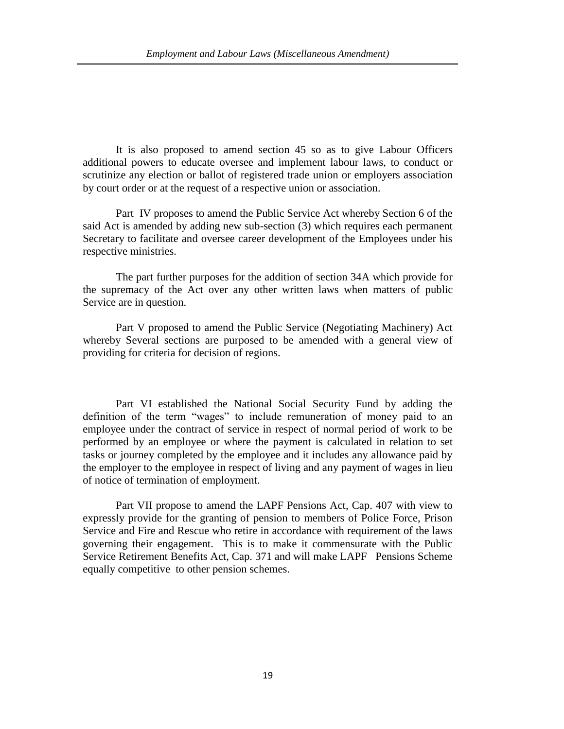It is also proposed to amend section 45 so as to give Labour Officers additional powers to educate oversee and implement labour laws, to conduct or scrutinize any election or ballot of registered trade union or employers association by court order or at the request of a respective union or association.

Part IV proposes to amend the Public Service Act whereby Section 6 of the said Act is amended by adding new sub-section (3) which requires each permanent Secretary to facilitate and oversee career development of the Employees under his respective ministries.

The part further purposes for the addition of section 34A which provide for the supremacy of the Act over any other written laws when matters of public Service are in question.

Part V proposed to amend the Public Service (Negotiating Machinery) Act whereby Several sections are purposed to be amended with a general view of providing for criteria for decision of regions.

Part VI established the National Social Security Fund by adding the definition of the term "wages" to include remuneration of money paid to an employee under the contract of service in respect of normal period of work to be performed by an employee or where the payment is calculated in relation to set tasks or journey completed by the employee and it includes any allowance paid by the employer to the employee in respect of living and any payment of wages in lieu of notice of termination of employment.

Part VII propose to amend the LAPF Pensions Act, Cap. 407 with view to expressly provide for the granting of pension to members of Police Force, Prison Service and Fire and Rescue who retire in accordance with requirement of the laws governing their engagement. This is to make it commensurate with the Public Service Retirement Benefits Act, Cap. 371 and will make LAPF Pensions Scheme equally competitive to other pension schemes.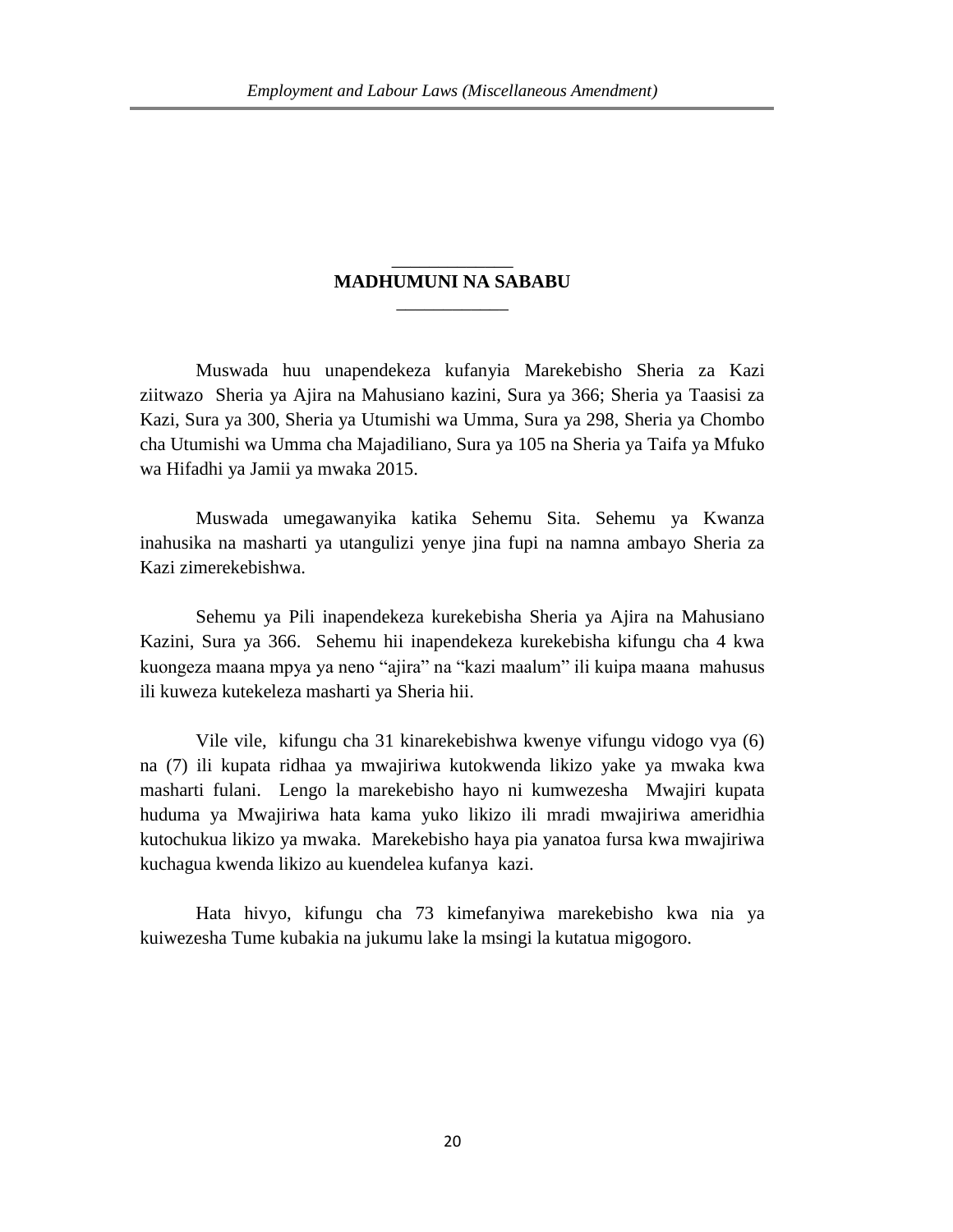## MADHUMUNI NA SABABU

Muswada huu unapendekeza kufanyia Marekebisho Sheria za Kazi ziitwazo Sheria ya Ajira na Mahusiano kazini, Sura ya 366; Sheria ya Taasisi za Kazi, Sura ya 300, Sheria ya Utumishi wa Umma, Sura ya 298, Sheria ya Chombo cha Utumishi wa Umma cha Majadiliano, Sura ya 105 na Sheria ya Taifa ya Mfuko wa Hifadhi ya Jamii ya mwaka 2015.

Muswada umegawanyika katika Sehemu Sita. Sehemu ya Kwanza inahusika na masharti ya utangulizi yenye jina fupi na namna ambayo Sheria za Kazi zimerekebishwa.

Sehemu ya Pili inapendekeza kurekebisha Sheria ya Ajira na Mahusiano Kazini, Sura ya 366. Sehemu hii inapendekeza kurekebisha kifungu cha 4 kwa kuongeza maana mpya ya neno "ajira" na "kazi maalum" ili kuipa maana mahusus ili kuweza kutekeleza masharti ya Sheria hii.

Vile vile, kifungu cha 31 kinarekebishwa kwenye vifungu vidogo vya (6) na (7) ili kupata ridhaa ya mwajiriwa kutokwenda likizo yake ya mwaka kwa masharti fulani. Lengo la marekebisho hayo ni kumwezesha Mwajiri kupata huduma ya Mwajiriwa hata kama yuko likizo ili mradi mwajiriwa ameridhia kutochukua likizo ya mwaka. Marekebisho haya pia yanatoa fursa kwa mwajiriwa kuchagua kwenda likizo au kuendelea kufanya kazi.

Hata hivyo, kifungu cha 73 kimefanyiwa marekebisho kwa nia ya kuiwezesha Tume kubakia na jukumu lake la msingi la kutatua migogoro.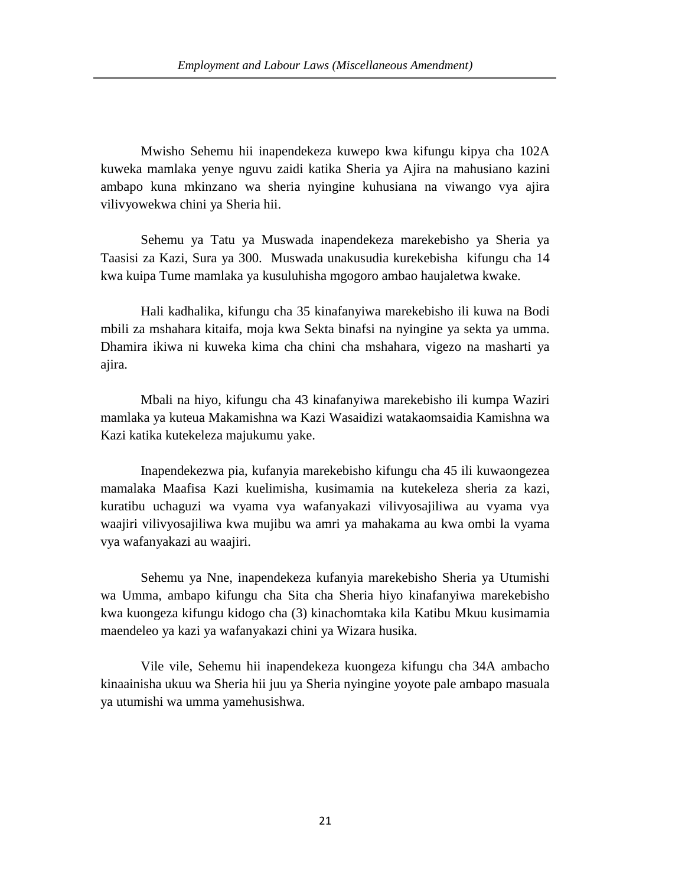Mwisho Sehemu hii inapendekeza kuwepo kwa kifungu kipya cha 102A kuweka mamlaka yenye nguvu zaidi katika Sheria ya Ajira na mahusiano kazini ambapo kuna mkinzano wa sheria nyingine kuhusiana na viwango vya ajira vilivyowekwa chini ya Sheria hii.

Sehemu ya Tatu ya Muswada inapendekeza marekebisho ya Sheria ya Taasisi za Kazi, Sura ya 300. Muswada unakusudia kurekebisha kifungu cha 14 kwa kuipa Tume mamlaka ya kusuluhisha mgogoro ambao haujaletwa kwake.

Hali kadhalika, kifungu cha 35 kinafanyiwa marekebisho ili kuwa na Bodi mbili za mshahara kitaifa, moja kwa Sekta binafsi na nyingine ya sekta ya umma. Dhamira ikiwa ni kuweka kima cha chini cha mshahara, vigezo na masharti ya ajira.

Mbali na hiyo, kifungu cha 43 kinafanyiwa marekebisho ili kumpa Waziri mamlaka ya kuteua Makamishna wa Kazi Wasaidizi watakaomsaidia Kamishna wa Kazi katika kutekeleza majukumu yake.

Inapendekezwa pia, kufanyia marekebisho kifungu cha 45 ili kuwaongezea mamalaka Maafisa Kazi kuelimisha, kusimamia na kutekeleza sheria za kazi, kuratibu uchaguzi wa vyama vya wafanyakazi vilivyosajiliwa au vyama vya waajiri vilivyosajiliwa kwa mujibu wa amri ya mahakama au kwa ombi la vyama vya wafanyakazi au waajiri.

Sehemu ya Nne, inapendekeza kufanyia marekebisho Sheria ya Utumishi wa Umma, ambapo kifungu cha Sita cha Sheria hiyo kinafanyiwa marekebisho kwa kuongeza kifungu kidogo cha (3) kinachomtaka kila Katibu Mkuu kusimamia maendeleo ya kazi ya wafanyakazi chini ya Wizara husika.

Vile vile, Sehemu hii inapendekeza kuongeza kifungu cha 34A ambacho kinaainisha ukuu wa Sheria hii juu ya Sheria nyingine yoyote pale ambapo masuala ya utumishi wa umma yamehusishwa.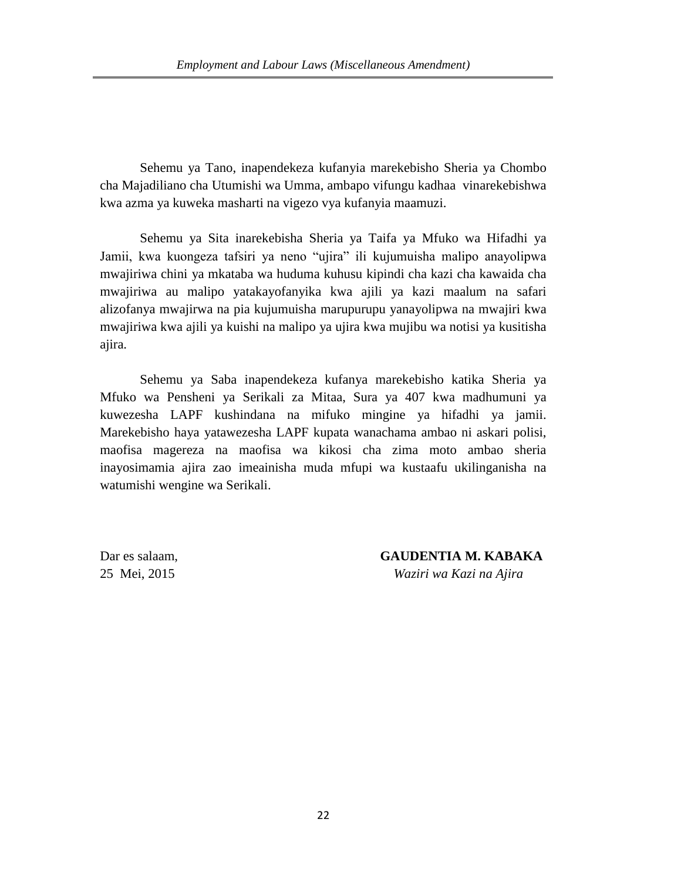Sehemu ya Tano, inapendekeza kufanyia marekebisho Sheria ya Chombo cha Majadiliano cha Utumishi wa Umma, ambapo vifungu kadhaa vinarekebishwa kwa azma ya kuweka masharti na vigezo vya kufanyia maamuzi.

Sehemu ya Sita inarekebisha Sheria ya Taifa ya Mfuko wa Hifadhi ya Jamii, kwa kuongeza tafsiri ya neno "ujira" ili kujumuisha malipo anayolipwa mwajiriwa chini ya mkataba wa huduma kuhusu kipindi cha kazi cha kawaida cha mwajiriwa au malipo yatakayofanyika kwa ajili ya kazi maalum na safari alizofanya mwajirwa na pia kujumuisha marupurupu yanayolipwa na mwajiri kwa mwajiriwa kwa ajili ya kuishi na malipo ya ujira kwa mujibu wa notisi ya kusitisha ajira.

Sehemu ya Saba inapendekeza kufanya marekebisho katika Sheria ya Mfuko wa Pensheni ya Serikali za Mitaa, Sura ya 407 kwa madhumuni ya kuwezesha LAPF kushindana na mifuko mingine ya hifadhi ya jamii. Marekebisho haya yatawezesha LAPF kupata wanachama ambao ni askari polisi, maofisa magereza na maofisa wa kikosi cha zima moto ambao sheria inayosimamia ajira zao imeainisha muda mfupi wa kustaafu ukilinganisha na watumishi wengine wa Serikali.

Dar es salaam,
25 Mei, 2015

**GAUDENTIA M. KABAKA**
*Waziri wa Kazi na Ajira*